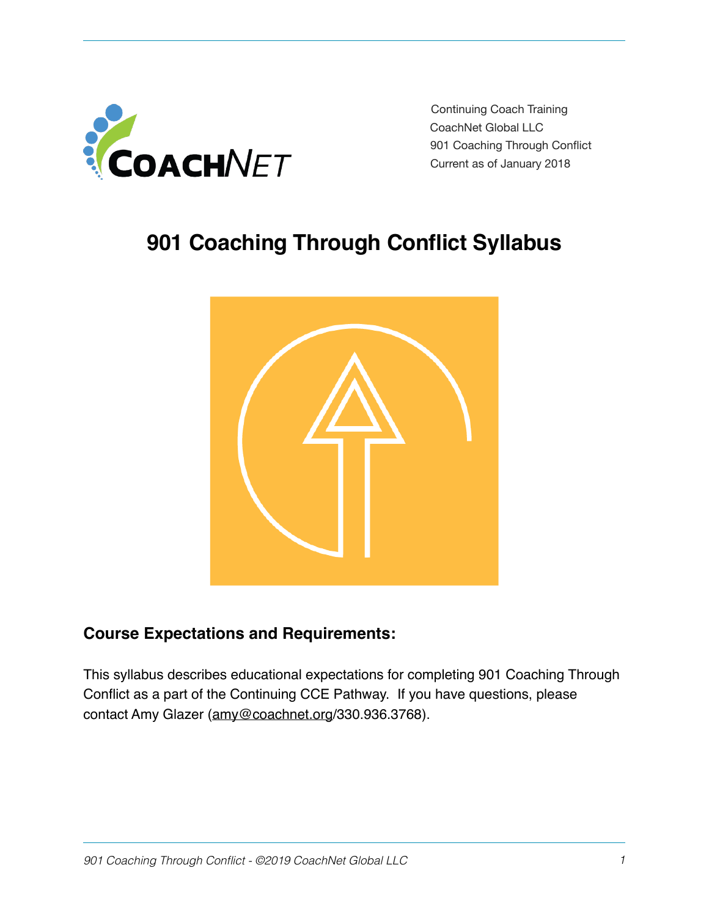Continuing Coach Training
CoachNet Global LLC
901 Coaching Through Conflict
Current as of January 2018

# 901 Coaching Through Conflict Syllabus

## Course Expectations and Requirements:

This syllabus describes educational expectations for completing 901 Coaching Through Conflict as a part of the Continuing CCE Pathway. If you have questions, please contact Amy Glazer (amy@coachnet.org/330.936.3768).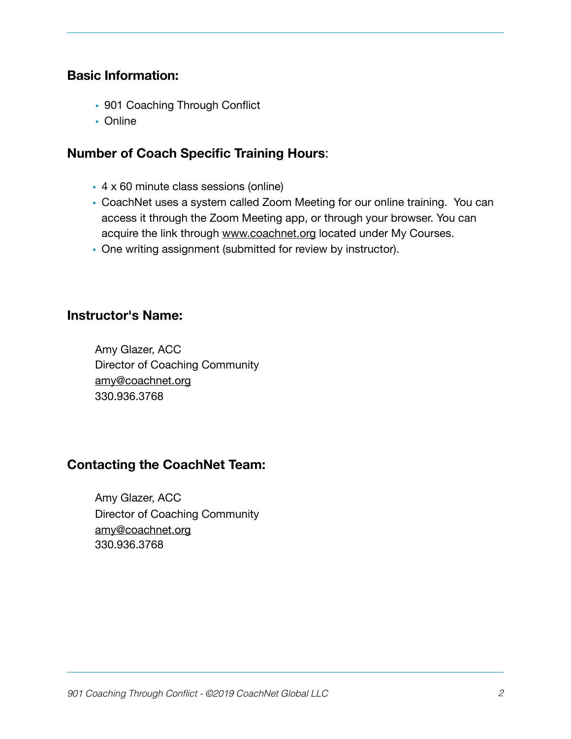## Basic Information:

- 901 Coaching Through Conflict
- Online

## Number of Coach Specific Training Hours:

- 4 x 60 minute class sessions (online)
- CoachNet uses a system called Zoom Meeting for our online training. You can access it through the Zoom Meeting app, or through your browser. You can acquire the link through www.coachnet.org located under My Courses.
- One writing assignment (submitted for review by instructor).

## Instructor's Name:

Amy Glazer, ACC
Director of Coaching Community
amy@coachnet.org
330.936.3768

## Contacting the CoachNet Team:

Amy Glazer, ACC
Director of Coaching Community
amy@coachnet.org
330.936.3768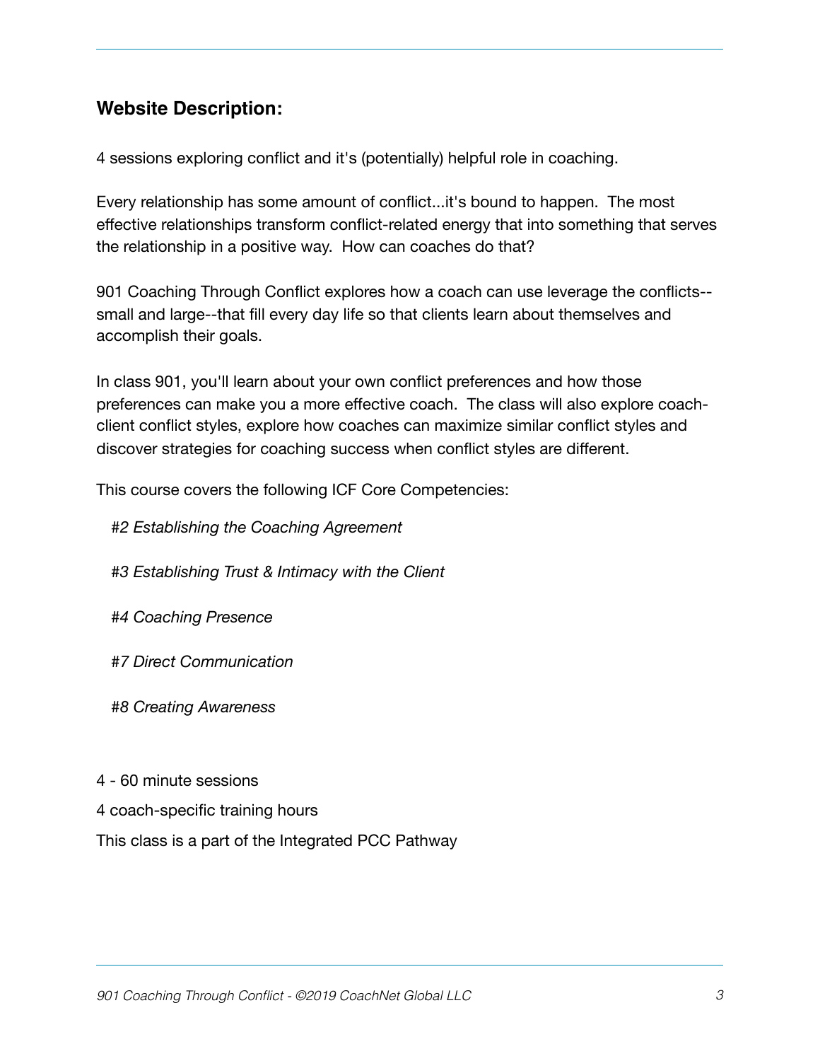## Website Description:

4 sessions exploring conflict and it's (potentially) helpful role in coaching.

Every relationship has some amount of conflict...it's bound to happen. The most effective relationships transform conflict-related energy that into something that serves the relationship in a positive way. How can coaches do that?

901 Coaching Through Conflict explores how a coach can use leverage the conflicts--small and large--that fill every day life so that clients learn about themselves and accomplish their goals.

In class 901, you'll learn about your own conflict preferences and how those preferences can make you a more effective coach. The class will also explore coach-client conflict styles, explore how coaches can maximize similar conflict styles and discover strategies for coaching success when conflict styles are different.

This course covers the following ICF Core Competencies:

*#2 Establishing the Coaching Agreement*

*#3 Establishing Trust & Intimacy with the Client*

*#4 Coaching Presence*

*#7 Direct Communication*

*#8 Creating Awareness*

4 - 60 minute sessions

4 coach-specific training hours

This class is a part of the Integrated PCC Pathway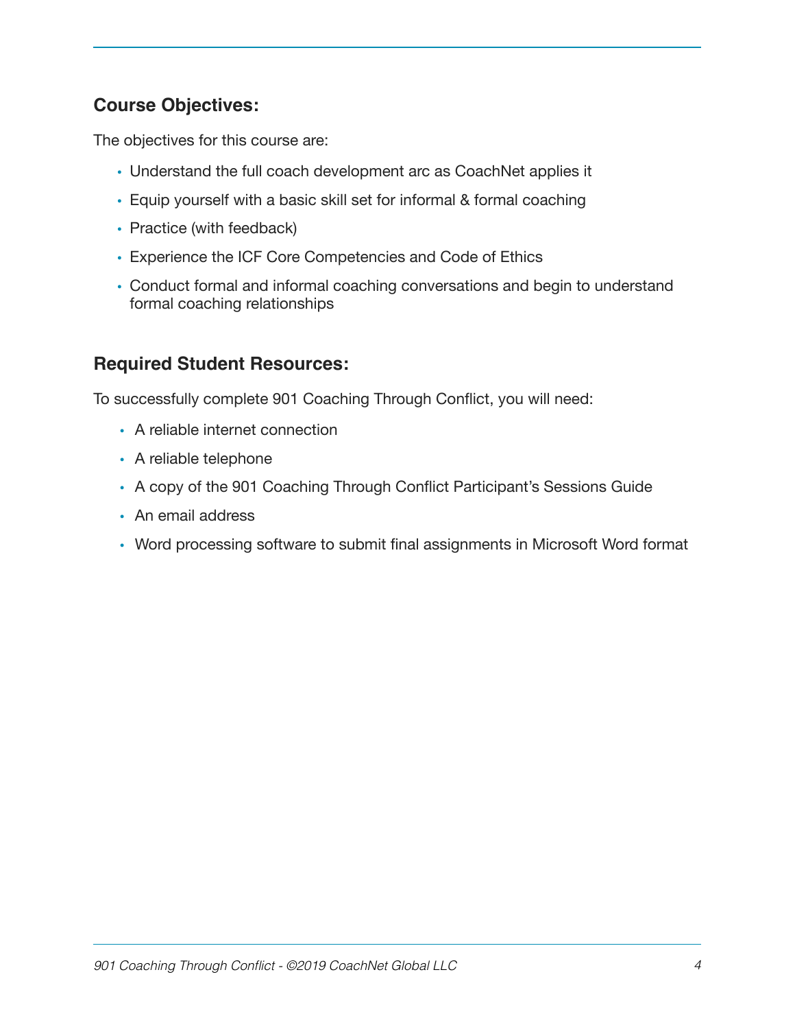## Course Objectives:

The objectives for this course are:

- Understand the full coach development arc as CoachNet applies it
- Equip yourself with a basic skill set for informal & formal coaching
- Practice (with feedback)
- Experience the ICF Core Competencies and Code of Ethics
- Conduct formal and informal coaching conversations and begin to understand formal coaching relationships

## Required Student Resources:

To successfully complete 901 Coaching Through Conflict, you will need:

- A reliable internet connection
- A reliable telephone
- A copy of the 901 Coaching Through Conflict Participant's Sessions Guide
- An email address
- Word processing software to submit final assignments in Microsoft Word format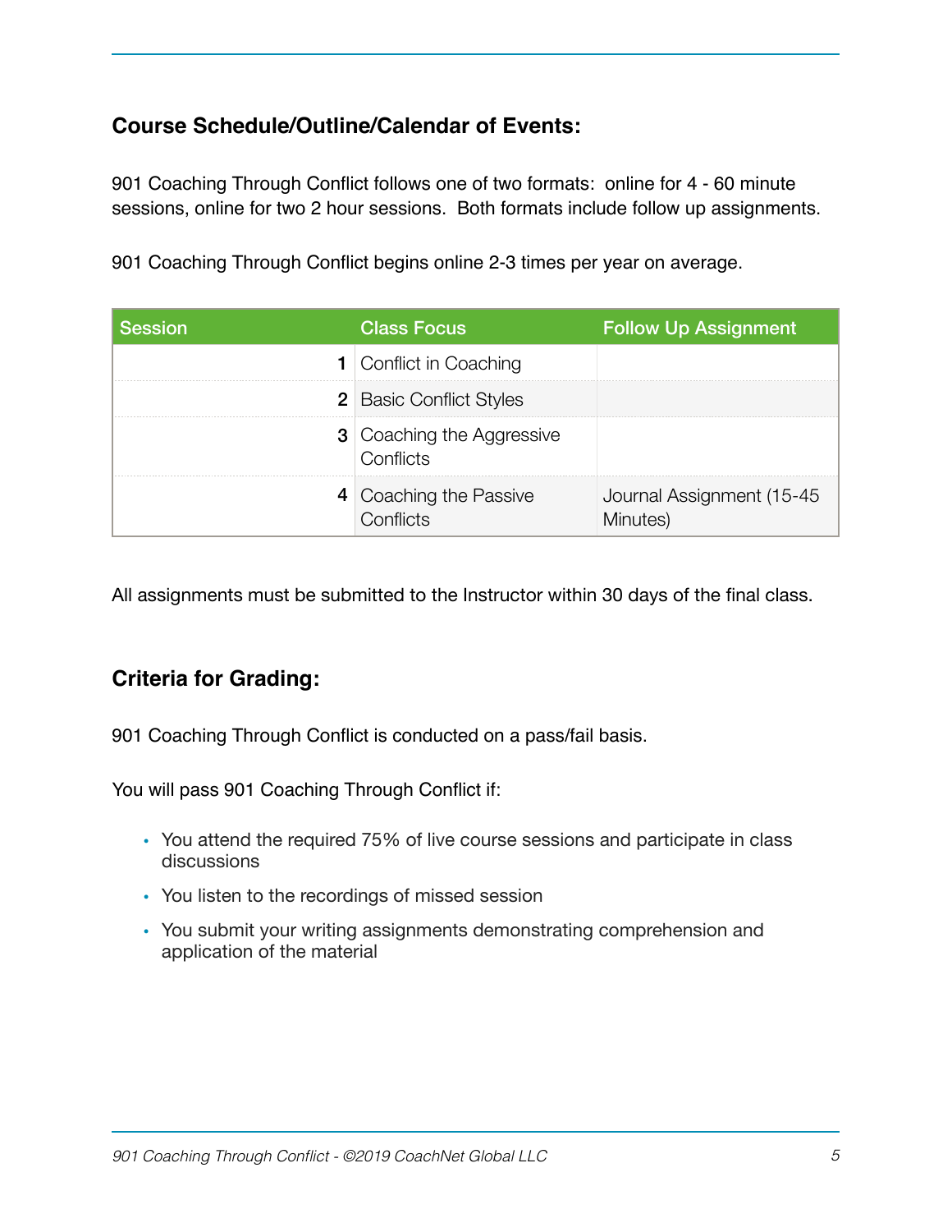## Course Schedule/Outline/Calendar of Events:

901 Coaching Through Conflict follows one of two formats: online for 4 - 60 minute sessions, online for two 2 hour sessions. Both formats include follow up assignments.

901 Coaching Through Conflict begins online 2-3 times per year on average.

| Session | Class Focus | Follow Up Assignment |
|---|---|---|
| 1 | Conflict in Coaching | |
| 2 | Basic Conflict Styles | |
| 3 | Coaching the Aggressive Conflicts | |
| 4 | Coaching the Passive Conflicts | Journal Assignment (15-45 Minutes) |

All assignments must be submitted to the Instructor within 30 days of the final class.

## Criteria for Grading:

901 Coaching Through Conflict is conducted on a pass/fail basis.

You will pass 901 Coaching Through Conflict if:

- You attend the required 75% of live course sessions and participate in class discussions
- You listen to the recordings of missed session
- You submit your writing assignments demonstrating comprehension and application of the material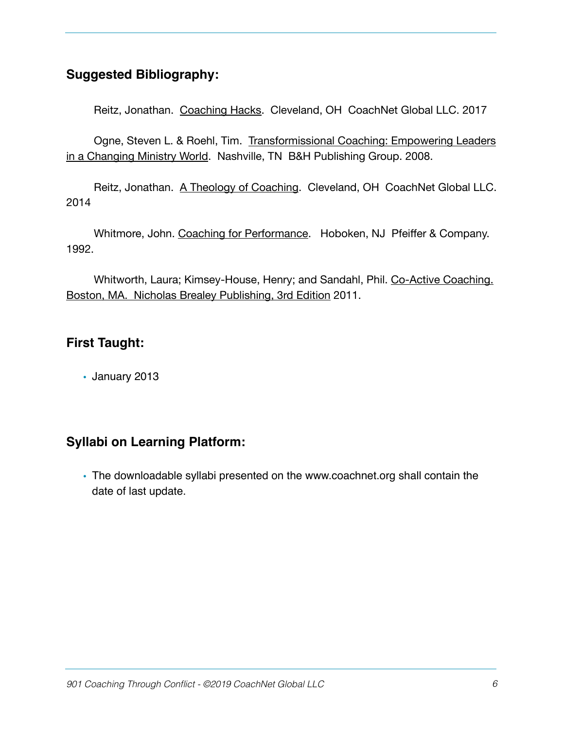## Suggested Bibliography:

Reitz, Jonathan. Coaching Hacks. Cleveland, OH CoachNet Global LLC. 2017

Ogne, Steven L. & Roehl, Tim. Transformissional Coaching: Empowering Leaders in a Changing Ministry World. Nashville, TN B&H Publishing Group. 2008.

Reitz, Jonathan. A Theology of Coaching. Cleveland, OH CoachNet Global LLC. 2014

Whitmore, John. Coaching for Performance. Hoboken, NJ Pfeiffer & Company. 1992.

Whitworth, Laura; Kimsey-House, Henry; and Sandahl, Phil. Co-Active Coaching. Boston, MA. Nicholas Brealey Publishing, 3rd Edition 2011.

## First Taught:

- January 2013

## Syllabi on Learning Platform:

- The downloadable syllabi presented on the www.coachnet.org shall contain the date of last update.